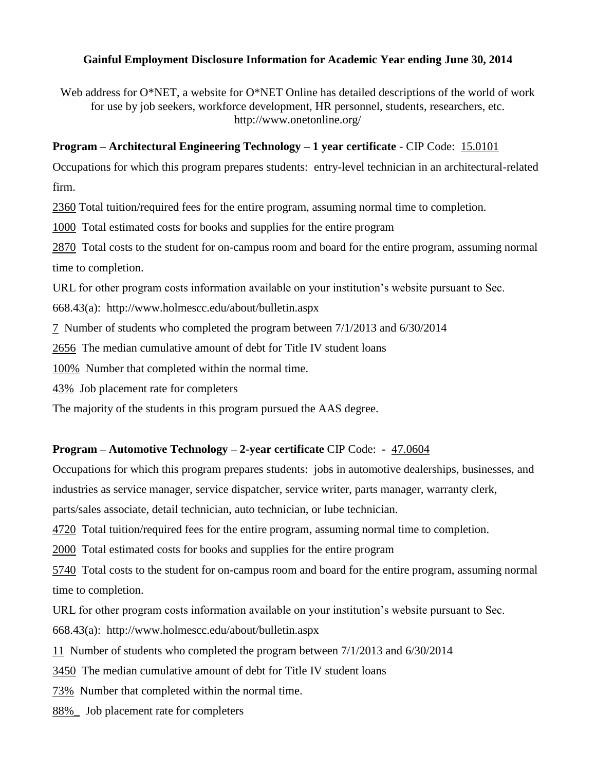**Gainful Employment Disclosure Information for Academic Year ending June 30, 2014**

Web address for O*NET, a website for O*NET Online has detailed descriptions of the world of work for use by job seekers, workforce development, HR personnel, students, researchers, etc. http://www.onetonline.org/

**Program – Architectural Engineering Technology – 1 year certificate** - CIP Code: 15.0101

Occupations for which this program prepares students: entry-level technician in an architectural-related firm.

2360 Total tuition/required fees for the entire program, assuming normal time to completion.

1000 Total estimated costs for books and supplies for the entire program

2870 Total costs to the student for on-campus room and board for the entire program, assuming normal time to completion.

URL for other program costs information available on your institution's website pursuant to Sec. 668.43(a): http://www.holmescc.edu/about/bulletin.aspx

7 Number of students who completed the program between 7/1/2013 and 6/30/2014

2656 The median cumulative amount of debt for Title IV student loans

100% Number that completed within the normal time.

43% Job placement rate for completers

The majority of the students in this program pursued the AAS degree.

**Program – Automotive Technology – 2-year certificate** CIP Code: - 47.0604

Occupations for which this program prepares students: jobs in automotive dealerships, businesses, and industries as service manager, service dispatcher, service writer, parts manager, warranty clerk, parts/sales associate, detail technician, auto technician, or lube technician.

4720 Total tuition/required fees for the entire program, assuming normal time to completion.

2000 Total estimated costs for books and supplies for the entire program

5740 Total costs to the student for on-campus room and board for the entire program, assuming normal time to completion.

URL for other program costs information available on your institution's website pursuant to Sec. 668.43(a): http://www.holmescc.edu/about/bulletin.aspx

11 Number of students who completed the program between 7/1/2013 and 6/30/2014

3450 The median cumulative amount of debt for Title IV student loans

73% Number that completed within the normal time.

88% Job placement rate for completers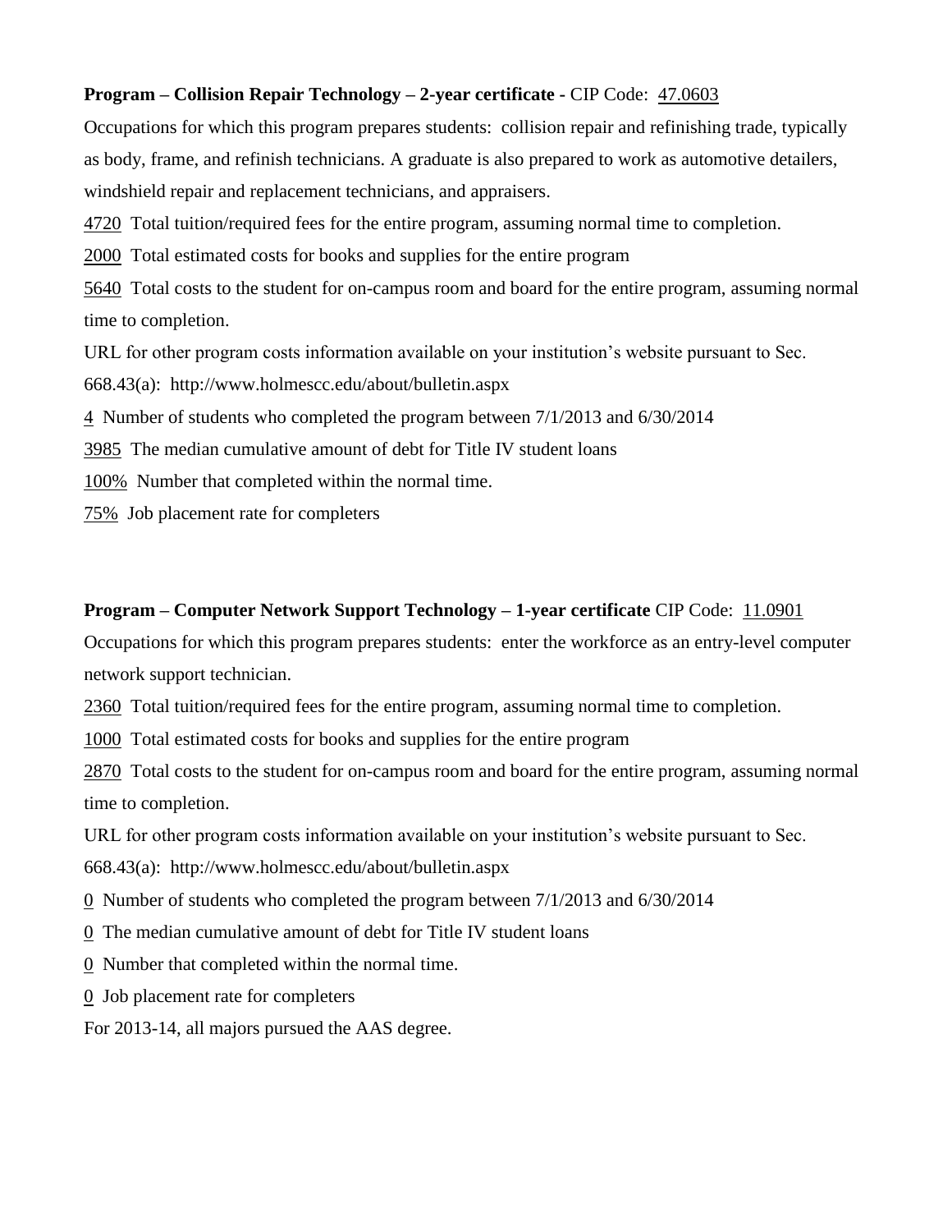**Program – Collision Repair Technology – 2-year certificate -** CIP Code: 47.0603

Occupations for which this program prepares students: collision repair and refinishing trade, typically as body, frame, and refinish technicians. A graduate is also prepared to work as automotive detailers, windshield repair and replacement technicians, and appraisers.

4720 Total tuition/required fees for the entire program, assuming normal time to completion.

2000 Total estimated costs for books and supplies for the entire program

5640 Total costs to the student for on-campus room and board for the entire program, assuming normal time to completion.

URL for other program costs information available on your institution's website pursuant to Sec. 668.43(a): http://www.holmescc.edu/about/bulletin.aspx

4 Number of students who completed the program between 7/1/2013 and 6/30/2014

3985 The median cumulative amount of debt for Title IV student loans

100% Number that completed within the normal time.

75% Job placement rate for completers

**Program – Computer Network Support Technology – 1-year certificate** CIP Code: 11.0901

Occupations for which this program prepares students: enter the workforce as an entry-level computer network support technician.

2360 Total tuition/required fees for the entire program, assuming normal time to completion.

1000 Total estimated costs for books and supplies for the entire program

2870 Total costs to the student for on-campus room and board for the entire program, assuming normal time to completion.

URL for other program costs information available on your institution's website pursuant to Sec. 668.43(a): http://www.holmescc.edu/about/bulletin.aspx

0 Number of students who completed the program between 7/1/2013 and 6/30/2014

0 The median cumulative amount of debt for Title IV student loans

0 Number that completed within the normal time.

0 Job placement rate for completers

For 2013-14, all majors pursued the AAS degree.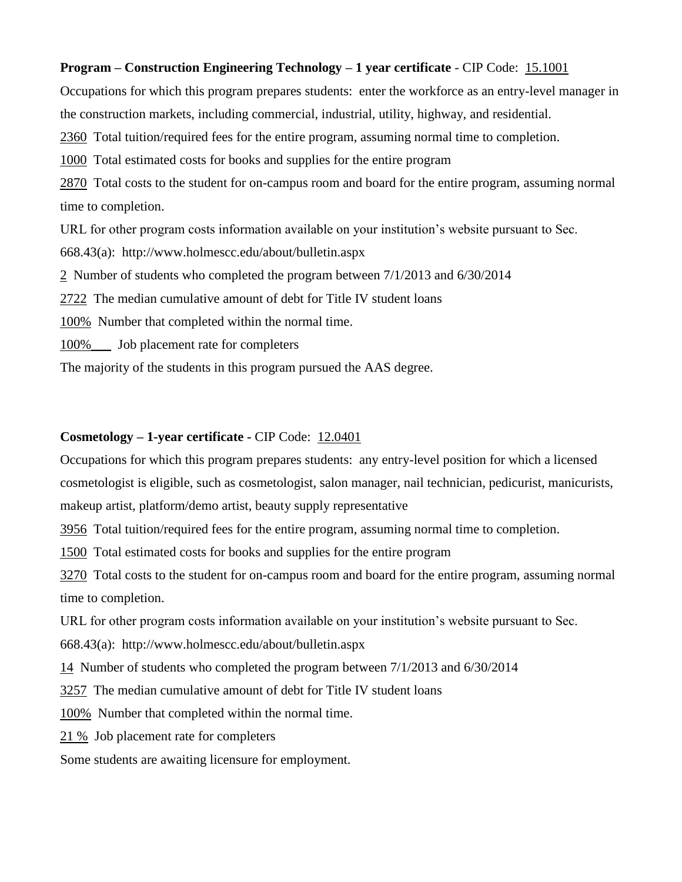**Program – Construction Engineering Technology – 1 year certificate** - CIP Code: 15.1001

Occupations for which this program prepares students: enter the workforce as an entry-level manager in the construction markets, including commercial, industrial, utility, highway, and residential.

2360 Total tuition/required fees for the entire program, assuming normal time to completion.

1000 Total estimated costs for books and supplies for the entire program

2870 Total costs to the student for on-campus room and board for the entire program, assuming normal time to completion.

URL for other program costs information available on your institution's website pursuant to Sec. 668.43(a): http://www.holmescc.edu/about/bulletin.aspx

2 Number of students who completed the program between 7/1/2013 and 6/30/2014

2722 The median cumulative amount of debt for Title IV student loans

100% Number that completed within the normal time.

100%___ Job placement rate for completers

The majority of the students in this program pursued the AAS degree.

**Cosmetology – 1-year certificate -** CIP Code: 12.0401

Occupations for which this program prepares students: any entry-level position for which a licensed cosmetologist is eligible, such as cosmetologist, salon manager, nail technician, pedicurist, manicurists, makeup artist, platform/demo artist, beauty supply representative

3956 Total tuition/required fees for the entire program, assuming normal time to completion.

1500 Total estimated costs for books and supplies for the entire program

3270 Total costs to the student for on-campus room and board for the entire program, assuming normal time to completion.

URL for other program costs information available on your institution's website pursuant to Sec. 668.43(a): http://www.holmescc.edu/about/bulletin.aspx

14 Number of students who completed the program between 7/1/2013 and 6/30/2014

3257 The median cumulative amount of debt for Title IV student loans

100% Number that completed within the normal time.

21 % Job placement rate for completers

Some students are awaiting licensure for employment.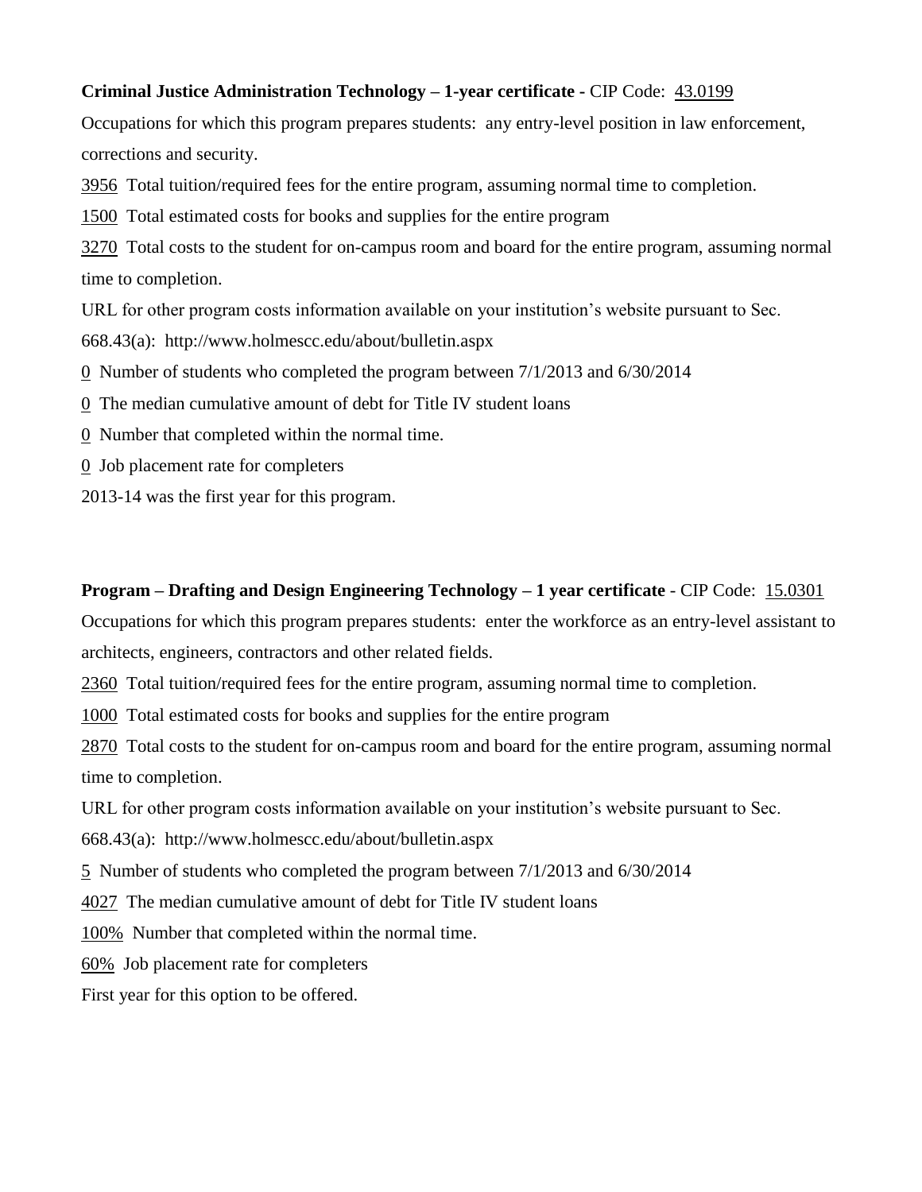**Criminal Justice Administration Technology – 1-year certificate -** CIP Code: 43.0199

Occupations for which this program prepares students: any entry-level position in law enforcement, corrections and security.

3956 Total tuition/required fees for the entire program, assuming normal time to completion.

1500 Total estimated costs for books and supplies for the entire program

3270 Total costs to the student for on-campus room and board for the entire program, assuming normal time to completion.

URL for other program costs information available on your institution's website pursuant to Sec. 668.43(a): http://www.holmescc.edu/about/bulletin.aspx

0 Number of students who completed the program between 7/1/2013 and 6/30/2014

0 The median cumulative amount of debt for Title IV student loans

0 Number that completed within the normal time.

0 Job placement rate for completers

2013-14 was the first year for this program.

**Program – Drafting and Design Engineering Technology – 1 year certificate** - CIP Code: 15.0301

Occupations for which this program prepares students: enter the workforce as an entry-level assistant to architects, engineers, contractors and other related fields.

2360 Total tuition/required fees for the entire program, assuming normal time to completion.

1000 Total estimated costs for books and supplies for the entire program

2870 Total costs to the student for on-campus room and board for the entire program, assuming normal time to completion.

URL for other program costs information available on your institution's website pursuant to Sec. 668.43(a): http://www.holmescc.edu/about/bulletin.aspx

5 Number of students who completed the program between 7/1/2013 and 6/30/2014

4027 The median cumulative amount of debt for Title IV student loans

100% Number that completed within the normal time.

60% Job placement rate for completers

First year for this option to be offered.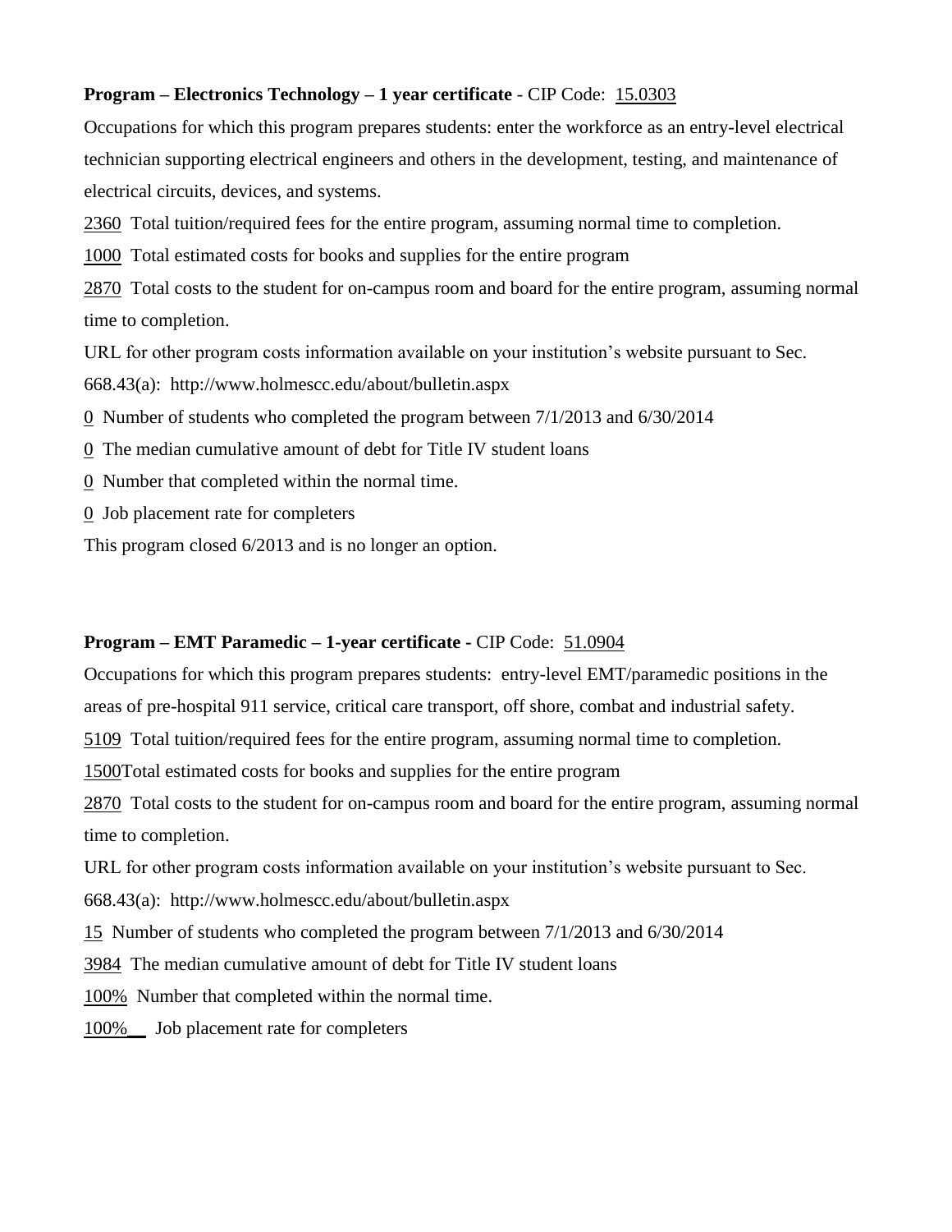**Program – Electronics Technology – 1 year certificate** - CIP Code: 15.0303

Occupations for which this program prepares students: enter the workforce as an entry-level electrical technician supporting electrical engineers and others in the development, testing, and maintenance of electrical circuits, devices, and systems.

2360 Total tuition/required fees for the entire program, assuming normal time to completion.

1000 Total estimated costs for books and supplies for the entire program

2870 Total costs to the student for on-campus room and board for the entire program, assuming normal time to completion.

URL for other program costs information available on your institution's website pursuant to Sec. 668.43(a): http://www.holmescc.edu/about/bulletin.aspx

0 Number of students who completed the program between 7/1/2013 and 6/30/2014

0 The median cumulative amount of debt for Title IV student loans

0 Number that completed within the normal time.

0 Job placement rate for completers

This program closed 6/2013 and is no longer an option.

**Program – EMT Paramedic – 1-year certificate -** CIP Code: 51.0904

Occupations for which this program prepares students: entry-level EMT/paramedic positions in the areas of pre-hospital 911 service, critical care transport, off shore, combat and industrial safety.

5109 Total tuition/required fees for the entire program, assuming normal time to completion.

1500Total estimated costs for books and supplies for the entire program

2870 Total costs to the student for on-campus room and board for the entire program, assuming normal time to completion.

URL for other program costs information available on your institution's website pursuant to Sec. 668.43(a): http://www.holmescc.edu/about/bulletin.aspx

15 Number of students who completed the program between 7/1/2013 and 6/30/2014

3984 The median cumulative amount of debt for Title IV student loans

100% Number that completed within the normal time.

100%__ Job placement rate for completers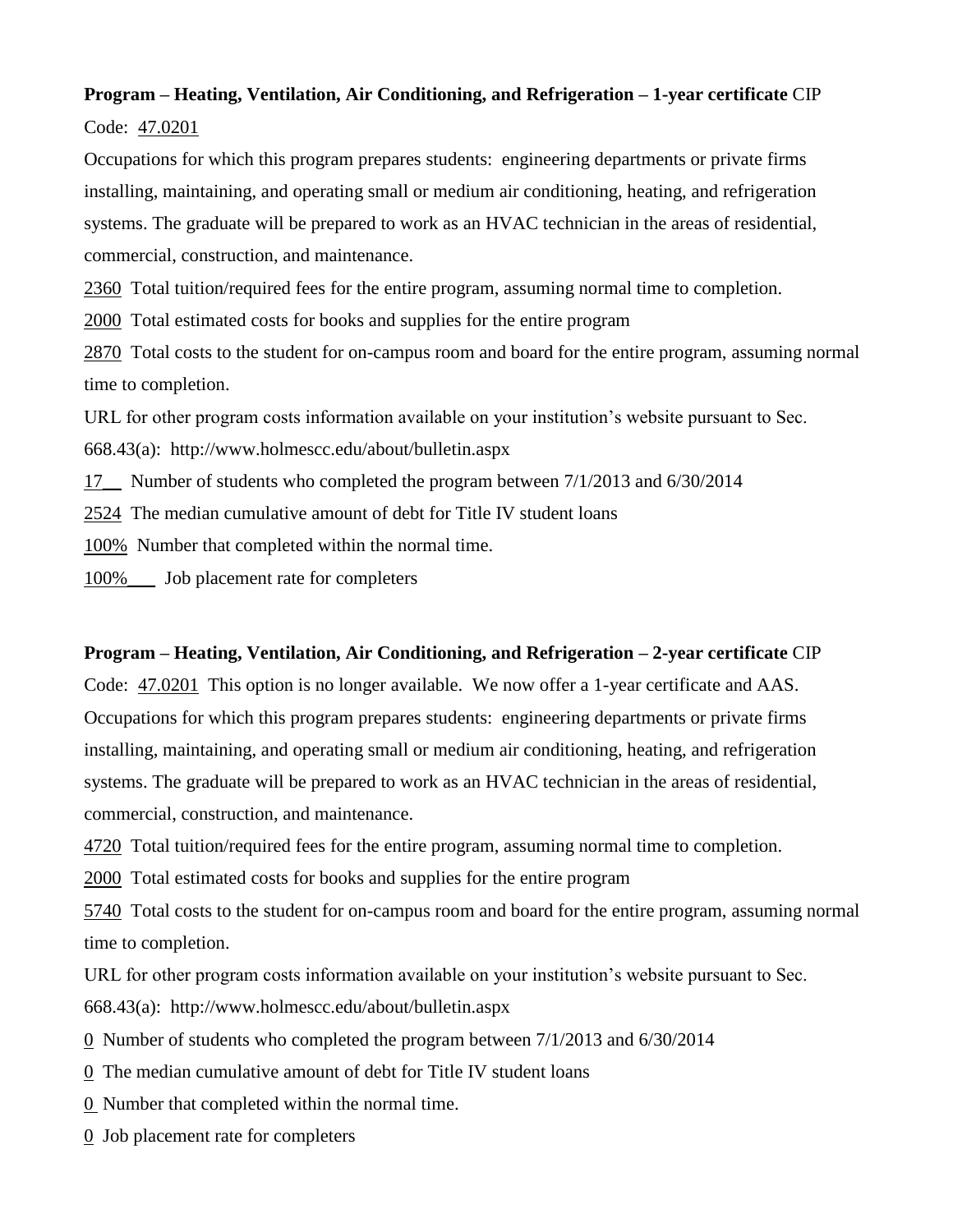**Program – Heating, Ventilation, Air Conditioning, and Refrigeration – 1-year certificate** CIP Code: 47.0201

Occupations for which this program prepares students: engineering departments or private firms installing, maintaining, and operating small or medium air conditioning, heating, and refrigeration systems. The graduate will be prepared to work as an HVAC technician in the areas of residential, commercial, construction, and maintenance.

2360 Total tuition/required fees for the entire program, assuming normal time to completion.

2000 Total estimated costs for books and supplies for the entire program

2870 Total costs to the student for on-campus room and board for the entire program, assuming normal time to completion.

URL for other program costs information available on your institution's website pursuant to Sec. 668.43(a): http://www.holmescc.edu/about/bulletin.aspx

17__ Number of students who completed the program between 7/1/2013 and 6/30/2014

2524 The median cumulative amount of debt for Title IV student loans

100% Number that completed within the normal time.

100%___ Job placement rate for completers

**Program – Heating, Ventilation, Air Conditioning, and Refrigeration – 2-year certificate** CIP Code: 47.0201 This option is no longer available. We now offer a 1-year certificate and AAS.

Occupations for which this program prepares students: engineering departments or private firms installing, maintaining, and operating small or medium air conditioning, heating, and refrigeration systems. The graduate will be prepared to work as an HVAC technician in the areas of residential, commercial, construction, and maintenance.

4720 Total tuition/required fees for the entire program, assuming normal time to completion.

2000 Total estimated costs for books and supplies for the entire program

5740 Total costs to the student for on-campus room and board for the entire program, assuming normal time to completion.

URL for other program costs information available on your institution's website pursuant to Sec. 668.43(a): http://www.holmescc.edu/about/bulletin.aspx

0 Number of students who completed the program between 7/1/2013 and 6/30/2014

0 The median cumulative amount of debt for Title IV student loans

0 Number that completed within the normal time.

0 Job placement rate for completers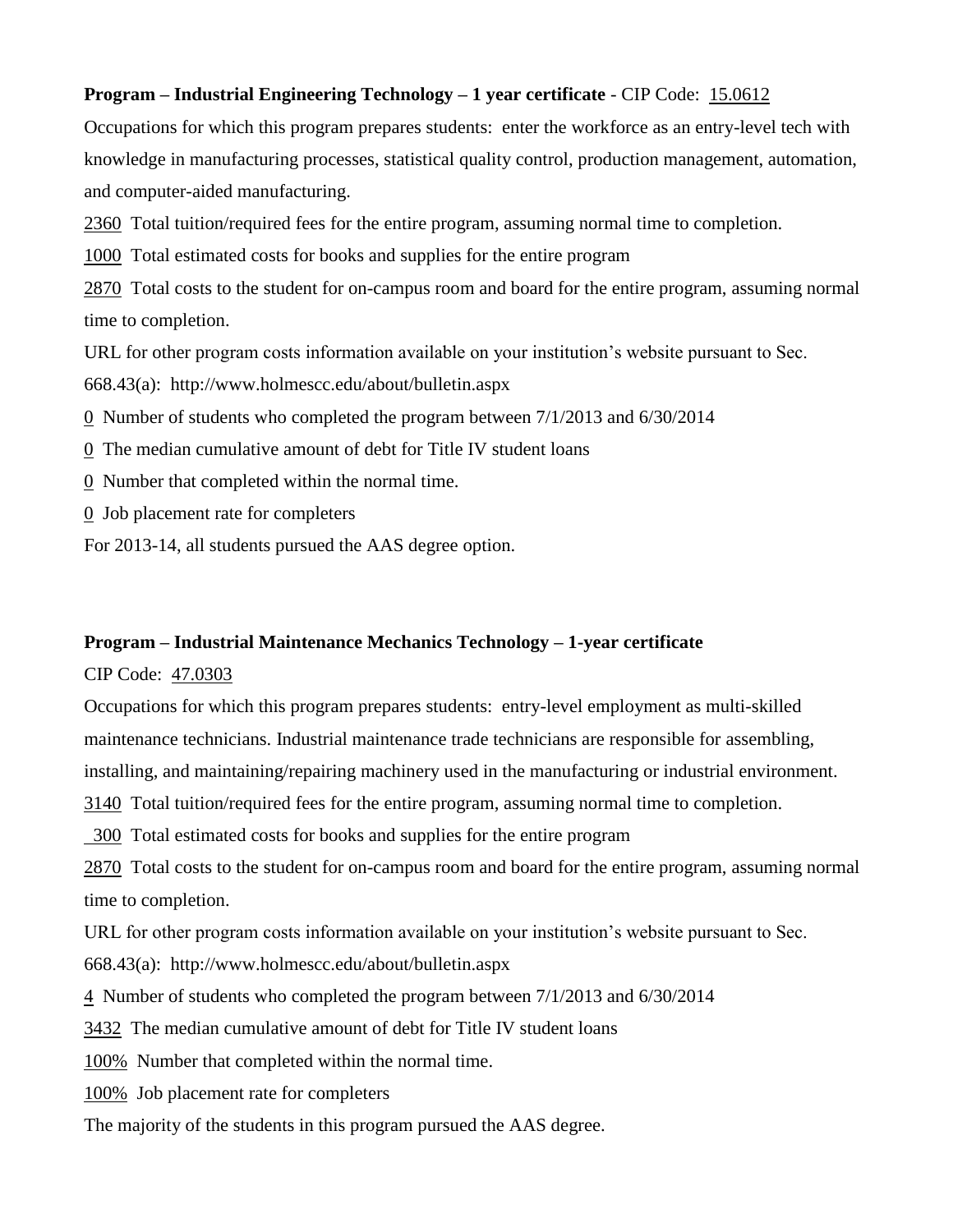**Program – Industrial Engineering Technology – 1 year certificate** - CIP Code: 15.0612

Occupations for which this program prepares students: enter the workforce as an entry-level tech with knowledge in manufacturing processes, statistical quality control, production management, automation, and computer-aided manufacturing.

2360 Total tuition/required fees for the entire program, assuming normal time to completion.

1000 Total estimated costs for books and supplies for the entire program

2870 Total costs to the student for on-campus room and board for the entire program, assuming normal time to completion.

URL for other program costs information available on your institution's website pursuant to Sec. 668.43(a): http://www.holmescc.edu/about/bulletin.aspx

0 Number of students who completed the program between 7/1/2013 and 6/30/2014

0 The median cumulative amount of debt for Title IV student loans

0 Number that completed within the normal time.

0 Job placement rate for completers

For 2013-14, all students pursued the AAS degree option.

**Program – Industrial Maintenance Mechanics Technology – 1-year certificate**

CIP Code: 47.0303

Occupations for which this program prepares students: entry-level employment as multi-skilled maintenance technicians. Industrial maintenance trade technicians are responsible for assembling, installing, and maintaining/repairing machinery used in the manufacturing or industrial environment.

3140 Total tuition/required fees for the entire program, assuming normal time to completion.

300 Total estimated costs for books and supplies for the entire program

2870 Total costs to the student for on-campus room and board for the entire program, assuming normal time to completion.

URL for other program costs information available on your institution's website pursuant to Sec. 668.43(a): http://www.holmescc.edu/about/bulletin.aspx

4 Number of students who completed the program between 7/1/2013 and 6/30/2014

3432 The median cumulative amount of debt for Title IV student loans

100% Number that completed within the normal time.

100% Job placement rate for completers

The majority of the students in this program pursued the AAS degree.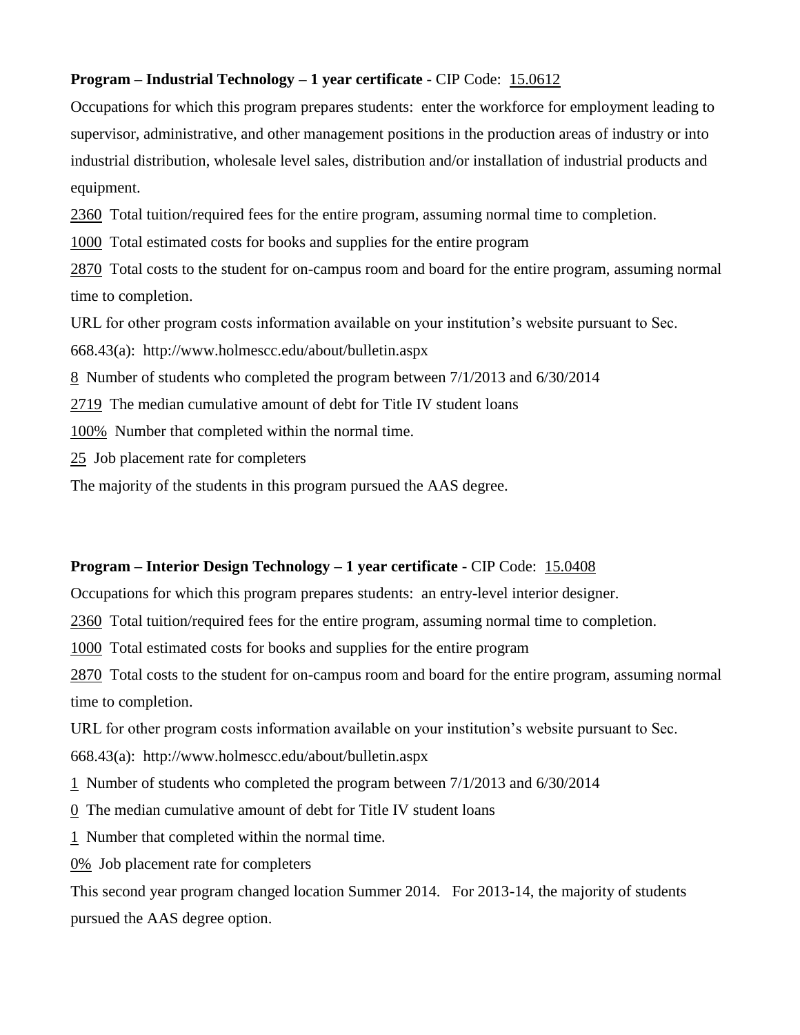**Program – Industrial Technology – 1 year certificate** - CIP Code: 15.0612

Occupations for which this program prepares students: enter the workforce for employment leading to supervisor, administrative, and other management positions in the production areas of industry or into industrial distribution, wholesale level sales, distribution and/or installation of industrial products and equipment.

2360 Total tuition/required fees for the entire program, assuming normal time to completion.

1000 Total estimated costs for books and supplies for the entire program

2870 Total costs to the student for on-campus room and board for the entire program, assuming normal time to completion.

URL for other program costs information available on your institution's website pursuant to Sec. 668.43(a): http://www.holmescc.edu/about/bulletin.aspx

8 Number of students who completed the program between 7/1/2013 and 6/30/2014

2719 The median cumulative amount of debt for Title IV student loans

100% Number that completed within the normal time.

25 Job placement rate for completers

The majority of the students in this program pursued the AAS degree.

**Program – Interior Design Technology – 1 year certificate** - CIP Code: 15.0408

Occupations for which this program prepares students: an entry-level interior designer.

2360 Total tuition/required fees for the entire program, assuming normal time to completion.

1000 Total estimated costs for books and supplies for the entire program

2870 Total costs to the student for on-campus room and board for the entire program, assuming normal time to completion.

URL for other program costs information available on your institution's website pursuant to Sec. 668.43(a): http://www.holmescc.edu/about/bulletin.aspx

1 Number of students who completed the program between 7/1/2013 and 6/30/2014

0 The median cumulative amount of debt for Title IV student loans

1 Number that completed within the normal time.

0% Job placement rate for completers

This second year program changed location Summer 2014. For 2013-14, the majority of students pursued the AAS degree option.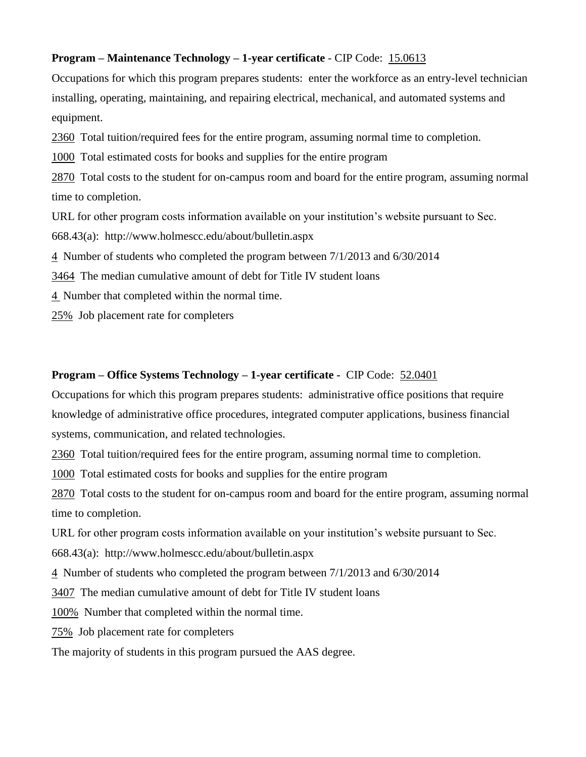**Program – Maintenance Technology – 1-year certificate** - CIP Code: 15.0613

Occupations for which this program prepares students: enter the workforce as an entry-level technician installing, operating, maintaining, and repairing electrical, mechanical, and automated systems and equipment.

2360 Total tuition/required fees for the entire program, assuming normal time to completion.

1000 Total estimated costs for books and supplies for the entire program

2870 Total costs to the student for on-campus room and board for the entire program, assuming normal time to completion.

URL for other program costs information available on your institution's website pursuant to Sec. 668.43(a): http://www.holmescc.edu/about/bulletin.aspx

4 Number of students who completed the program between 7/1/2013 and 6/30/2014

3464 The median cumulative amount of debt for Title IV student loans

4 Number that completed within the normal time.

25% Job placement rate for completers

**Program – Office Systems Technology – 1-year certificate -** CIP Code: 52.0401

Occupations for which this program prepares students: administrative office positions that require knowledge of administrative office procedures, integrated computer applications, business financial systems, communication, and related technologies.

2360 Total tuition/required fees for the entire program, assuming normal time to completion.

1000 Total estimated costs for books and supplies for the entire program

2870 Total costs to the student for on-campus room and board for the entire program, assuming normal time to completion.

URL for other program costs information available on your institution's website pursuant to Sec. 668.43(a): http://www.holmescc.edu/about/bulletin.aspx

4 Number of students who completed the program between 7/1/2013 and 6/30/2014

3407 The median cumulative amount of debt for Title IV student loans

100% Number that completed within the normal time.

75% Job placement rate for completers

The majority of students in this program pursued the AAS degree.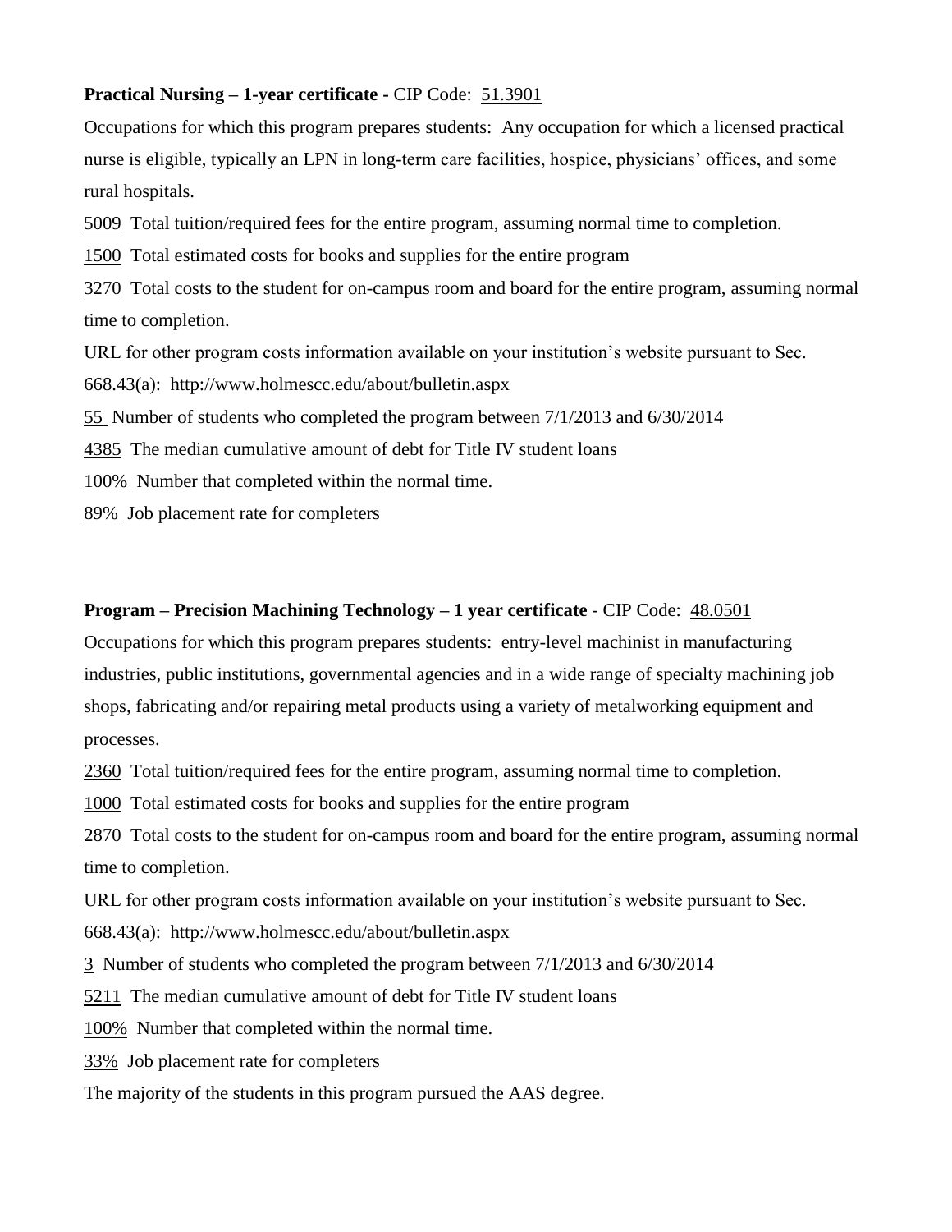**Practical Nursing – 1-year certificate -** CIP Code: 51.3901

Occupations for which this program prepares students: Any occupation for which a licensed practical nurse is eligible, typically an LPN in long-term care facilities, hospice, physicians' offices, and some rural hospitals.

5009 Total tuition/required fees for the entire program, assuming normal time to completion.

1500 Total estimated costs for books and supplies for the entire program

3270 Total costs to the student for on-campus room and board for the entire program, assuming normal time to completion.

URL for other program costs information available on your institution's website pursuant to Sec. 668.43(a): http://www.holmescc.edu/about/bulletin.aspx

55 Number of students who completed the program between 7/1/2013 and 6/30/2014

4385 The median cumulative amount of debt for Title IV student loans

100% Number that completed within the normal time.

89% Job placement rate for completers

**Program – Precision Machining Technology – 1 year certificate** - CIP Code: 48.0501

Occupations for which this program prepares students: entry-level machinist in manufacturing industries, public institutions, governmental agencies and in a wide range of specialty machining job shops, fabricating and/or repairing metal products using a variety of metalworking equipment and processes.

2360 Total tuition/required fees for the entire program, assuming normal time to completion.

1000 Total estimated costs for books and supplies for the entire program

2870 Total costs to the student for on-campus room and board for the entire program, assuming normal time to completion.

URL for other program costs information available on your institution's website pursuant to Sec. 668.43(a): http://www.holmescc.edu/about/bulletin.aspx

3 Number of students who completed the program between 7/1/2013 and 6/30/2014

5211 The median cumulative amount of debt for Title IV student loans

100% Number that completed within the normal time.

33% Job placement rate for completers

The majority of the students in this program pursued the AAS degree.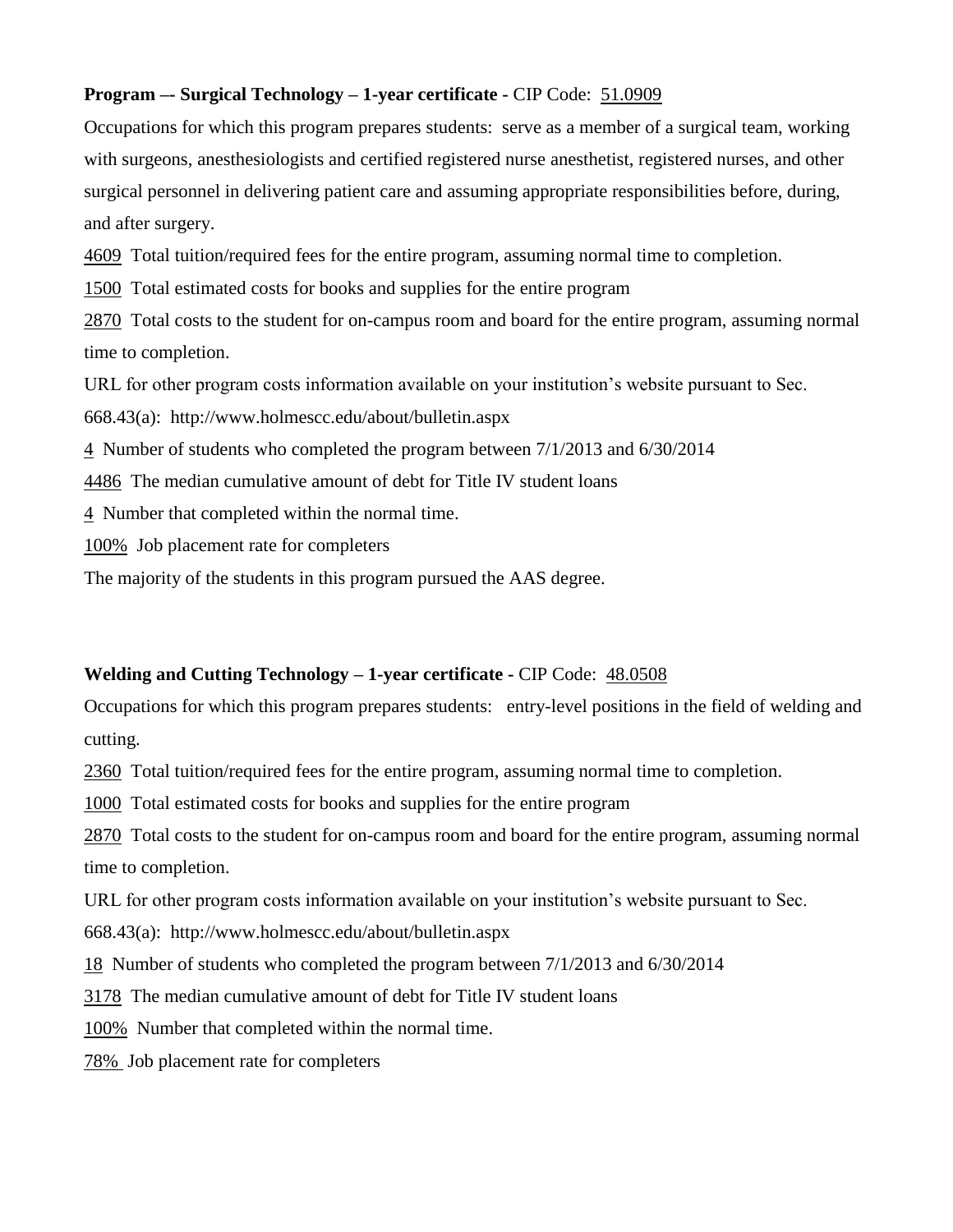**Program –- Surgical Technology – 1-year certificate -** CIP Code: 51.0909

Occupations for which this program prepares students: serve as a member of a surgical team, working with surgeons, anesthesiologists and certified registered nurse anesthetist, registered nurses, and other surgical personnel in delivering patient care and assuming appropriate responsibilities before, during, and after surgery.

4609 Total tuition/required fees for the entire program, assuming normal time to completion.

1500 Total estimated costs for books and supplies for the entire program

2870 Total costs to the student for on-campus room and board for the entire program, assuming normal time to completion.

URL for other program costs information available on your institution's website pursuant to Sec. 668.43(a): http://www.holmescc.edu/about/bulletin.aspx

4 Number of students who completed the program between 7/1/2013 and 6/30/2014

4486 The median cumulative amount of debt for Title IV student loans

4 Number that completed within the normal time.

100% Job placement rate for completers

The majority of the students in this program pursued the AAS degree.

**Welding and Cutting Technology – 1-year certificate -** CIP Code: 48.0508

Occupations for which this program prepares students: entry-level positions in the field of welding and cutting.

2360 Total tuition/required fees for the entire program, assuming normal time to completion.

1000 Total estimated costs for books and supplies for the entire program

2870 Total costs to the student for on-campus room and board for the entire program, assuming normal time to completion.

URL for other program costs information available on your institution's website pursuant to Sec. 668.43(a): http://www.holmescc.edu/about/bulletin.aspx

18 Number of students who completed the program between 7/1/2013 and 6/30/2014

3178 The median cumulative amount of debt for Title IV student loans

100% Number that completed within the normal time.

78% Job placement rate for completers